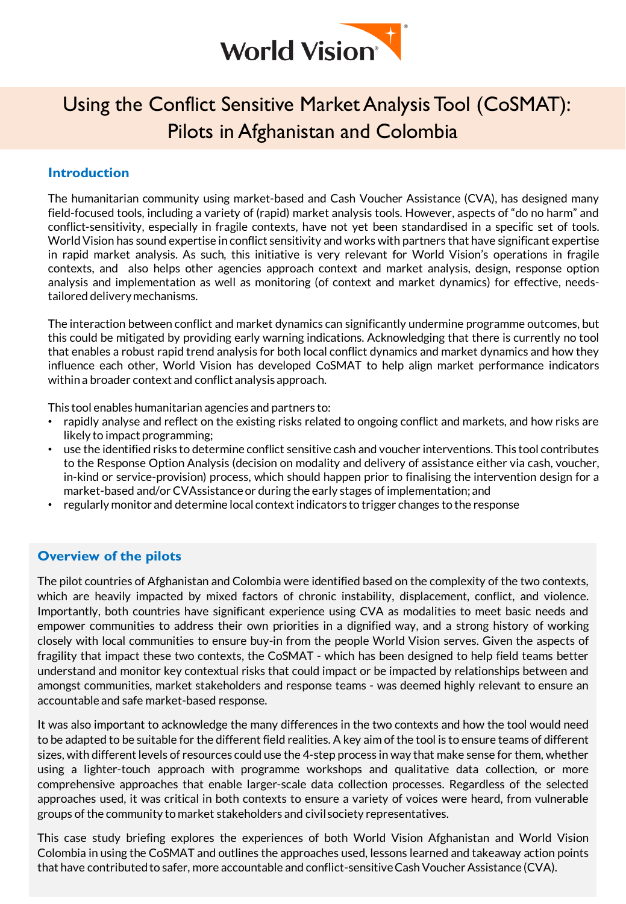World Vision

# Using the Conflict Sensitive Market Analysis Tool (CoSMAT): Pilots in Afghanistan and Colombia

## Introduction

The humanitarian community using market-based and Cash Voucher Assistance (CVA), has designed many field-focused tools, including a variety of (rapid) market analysis tools. However, aspects of "do no harm" and conflict-sensitivity, especially in fragile contexts, have not yet been standardised in a specific set of tools. World Vision has sound expertise in conflict sensitivity and works with partners that have significant expertise in rapid market analysis. As such, this initiative is very relevant for World Vision's operations in fragile contexts, and also helps other agencies approach context and market analysis, design, response option analysis and implementation as well as monitoring (of context and market dynamics) for effective, needs-tailored delivery mechanisms.

The interaction between conflict and market dynamics can significantly undermine programme outcomes, but this could be mitigated by providing early warning indications. Acknowledging that there is currently no tool that enables a robust rapid trend analysis for both local conflict dynamics and market dynamics and how they influence each other, World Vision has developed CoSMAT to help align market performance indicators within a broader context and conflict analysis approach.

This tool enables humanitarian agencies and partners to:

- rapidly analyse and reflect on the existing risks related to ongoing conflict and markets, and how risks are likely to impact programming;
- use the identified risks to determine conflict sensitive cash and voucher interventions. This tool contributes to the Response Option Analysis (decision on modality and delivery of assistance either via cash, voucher, in-kind or service-provision) process, which should happen prior to finalising the intervention design for a market-based and/or CVAssistance or during the early stages of implementation; and
- regularly monitor and determine local context indicators to trigger changes to the response

## Overview of the pilots

The pilot countries of Afghanistan and Colombia were identified based on the complexity of the two contexts, which are heavily impacted by mixed factors of chronic instability, displacement, conflict, and violence. Importantly, both countries have significant experience using CVA as modalities to meet basic needs and empower communities to address their own priorities in a dignified way, and a strong history of working closely with local communities to ensure buy-in from the people World Vision serves. Given the aspects of fragility that impact these two contexts, the CoSMAT - which has been designed to help field teams better understand and monitor key contextual risks that could impact or be impacted by relationships between and amongst communities, market stakeholders and response teams - was deemed highly relevant to ensure an accountable and safe market-based response.

It was also important to acknowledge the many differences in the two contexts and how the tool would need to be adapted to be suitable for the different field realities. A key aim of the tool is to ensure teams of different sizes, with different levels of resources could use the 4-step process in way that make sense for them, whether using a lighter-touch approach with programme workshops and qualitative data collection, or more comprehensive approaches that enable larger-scale data collection processes. Regardless of the selected approaches used, it was critical in both contexts to ensure a variety of voices were heard, from vulnerable groups of the community to market stakeholders and civil society representatives.

This case study briefing explores the experiences of both World Vision Afghanistan and World Vision Colombia in using the CoSMAT and outlines the approaches used, lessons learned and takeaway action points that have contributed to safer, more accountable and conflict-sensitive Cash Voucher Assistance (CVA).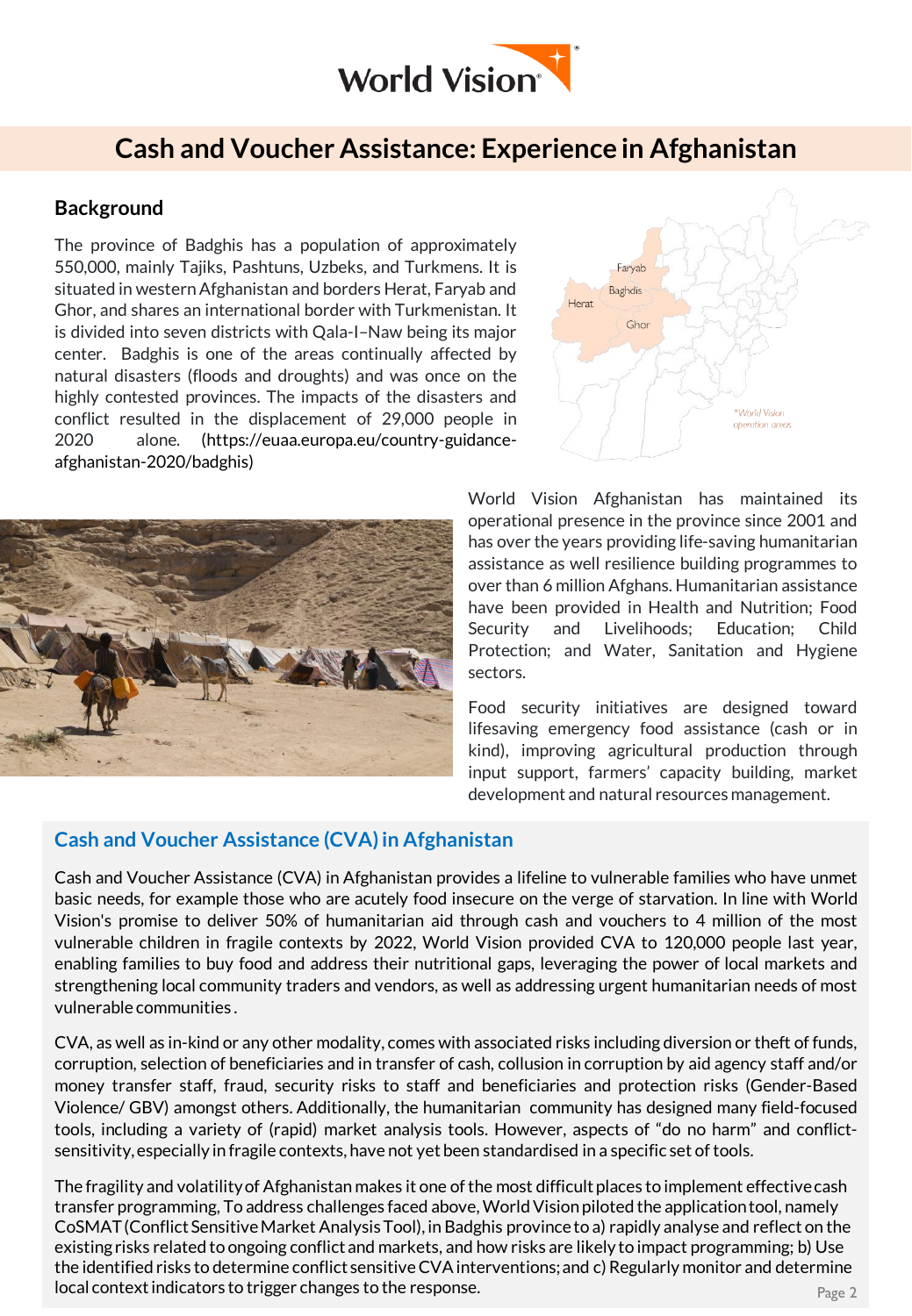# Cash and Voucher Assistance: Experience in Afghanistan

## Background

The province of Badghis has a population of approximately 550,000, mainly Tajiks, Pashtuns, Uzbeks, and Turkmens. It is situated in western Afghanistan and borders Herat, Faryab and Ghor, and shares an international border with Turkmenistan. It is divided into seven districts with Qala-I–Naw being its major center. Badghis is one of the areas continually affected by natural disasters (floods and droughts) and was once on the highly contested provinces. The impacts of the disasters and conflict resulted in the displacement of 29,000 people in 2020 alone. (https://euaa.europa.eu/country-guidance-afghanistan-2020/badghis)

World Vision Afghanistan has maintained its operational presence in the province since 2001 and has over the years providing life-saving humanitarian assistance as well resilience building programmes to over than 6 million Afghans. Humanitarian assistance have been provided in Health and Nutrition; Food Security and Livelihoods; Education; Child Protection; and Water, Sanitation and Hygiene sectors.

Food security initiatives are designed toward lifesaving emergency food assistance (cash or in kind), improving agricultural production through input support, farmers' capacity building, market development and natural resources management.

## Cash and Voucher Assistance (CVA) in Afghanistan

Cash and Voucher Assistance (CVA) in Afghanistan provides a lifeline to vulnerable families who have unmet basic needs, for example those who are acutely food insecure on the verge of starvation. In line with World Vision's promise to deliver 50% of humanitarian aid through cash and vouchers to 4 million of the most vulnerable children in fragile contexts by 2022, World Vision provided CVA to 120,000 people last year, enabling families to buy food and address their nutritional gaps, leveraging the power of local markets and strengthening local community traders and vendors, as well as addressing urgent humanitarian needs of most vulnerable communities.

CVA, as well as in-kind or any other modality, comes with associated risks including diversion or theft of funds, corruption, selection of beneficiaries and in transfer of cash, collusion in corruption by aid agency staff and/or money transfer staff, fraud, security risks to staff and beneficiaries and protection risks (Gender-Based Violence/ GBV) amongst others. Additionally, the humanitarian community has designed many field-focused tools, including a variety of (rapid) market analysis tools. However, aspects of "do no harm" and conflict-sensitivity, especially in fragile contexts, have not yet been standardised in a specific set of tools.

The fragility and volatility of Afghanistan makes it one of the most difficult places to implement effective cash transfer programming, To address challenges faced above, World Vision piloted the application tool, namely CoSMAT (Conflict Sensitive Market Analysis Tool), in Badghis province to a) rapidly analyse and reflect on the existing risks related to ongoing conflict and markets, and how risks are likely to impact programming; b) Use the identified risks to determine conflict sensitive CVA interventions; and c) Regularly monitor and determine local context indicators to trigger changes to the response.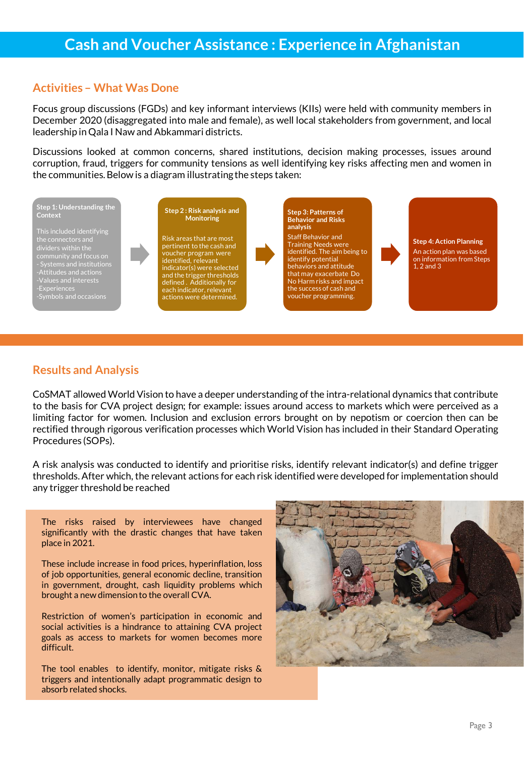# Cash and Voucher Assistance : Experience in Afghanistan

## Activities – What Was Done

Focus group discussions (FGDs) and key informant interviews (KIIs) were held with community members in December 2020 (disaggregated into male and female), as well local stakeholders from government, and local leadership in Qala I Naw and Abkammari districts.

Discussions looked at common concerns, shared institutions, decision making processes, issues around corruption, fraud, triggers for community tensions as well identifying key risks affecting men and women in the communities. Below is a diagram illustrating the steps taken:

**Step 1: Understanding the Context**

This included identifying the connectors and dividers within the community and focus on
- Systems and institutions
- Attitudes and actions
- Values and interests
- Experiences
- Symbols and occasions

→

**Step 2 : Risk analysis and Monitoring**

Risk areas that are most pertinent to the cash and voucher program were identified, relevant indicator(s) were selected and the trigger thresholds defined . Additionally for each indicator, relevant actions were determined.

→

**Step 3: Patterns of Behavior and Risks analysis**

Staff Behavior and Training Needs were identified. The aim being to identify potential behaviors and attitude that may exacerbate Do No Harm risks and impact the success of cash and voucher programming.

→

**Step 4: Action Planning**

An action plan was based on information from Steps 1, 2 and 3

## Results and Analysis

CoSMAT allowed World Vision to have a deeper understanding of the intra-relational dynamics that contribute to the basis for CVA project design; for example: issues around access to markets which were perceived as a limiting factor for women. Inclusion and exclusion errors brought on by nepotism or coercion then can be rectified through rigorous verification processes which World Vision has included in their Standard Operating Procedures (SOPs).

A risk analysis was conducted to identify and prioritise risks, identify relevant indicator(s) and define trigger thresholds. After which, the relevant actions for each risk identified were developed for implementation should any trigger threshold be reached

The risks raised by interviewees have changed significantly with the drastic changes that have taken place in 2021.

These include increase in food prices, hyperinflation, loss of job opportunities, general economic decline, transition in government, drought, cash liquidity problems which brought a new dimension to the overall CVA.

Restriction of women's participation in economic and social activities is a hindrance to attaining CVA project goals as access to markets for women becomes more difficult.

The tool enables to identify, monitor, mitigate risks & triggers and intentionally adapt programmatic design to absorb related shocks.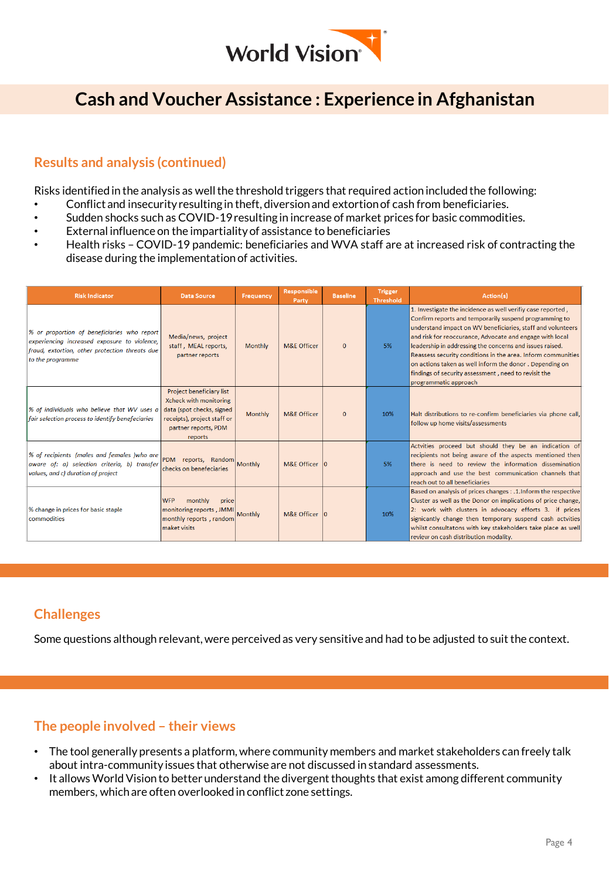# Cash and Voucher Assistance : Experience in Afghanistan

## Results and analysis (continued)

Risks identified in the analysis as well the threshold triggers that required action included the following:

- Conflict and insecurity resulting in theft, diversion and extortion of cash from beneficiaries.
- Sudden shocks such as COVID-19 resulting in increase of market prices for basic commodities.
- External influence on the impartiality of assistance to beneficiaries
- Health risks – COVID-19 pandemic: beneficiaries and WVA staff are at increased risk of contracting the disease during the implementation of activities.

| Risk Indicator | Data Source | Frequency | Responsible Party | Baseline | Trigger Threshold | Action(s) |
|---|---|---|---|---|---|---|
| *% or proportion of beneficiaries who report experiencing increased exposure to violence, fraud, extortion, other protection threats due to the programme* | Media/news, project staff , MEAL reports, partner reports | Monthly | M&E Officer | 0 | 5% | 1. Investigate the incidence as well verifiy case reported , Confirm reports and temporarily suspend programming to understand impact on WV beneficiaries, staff and volunteers and risk for reoccurance, Advocate and engage with local leadership in addressing the concerns and issues raised. Reassess security conditions in the area. Inform communities on actions taken as well inform the donor . Depending on findings of security assessment , need to revisit the programmatic approach |
| *% of individuals who believe that WV uses a fair selection process to identify benefeciaries* | Project beneficiary list Xcheck with monitoring data (spot checks, signed receipts), project staff or partner reports, PDM reports | Monthly | M&E Officer | 0 | 10% | Halt distributions to re-confirm beneficiaries via phone call, follow up home visits/assessments |
| *% of recipients (males and females )who are aware of: a) selection criteria, b) transfer values, and c) duration of project* | PDM reports, Random checks on benefeciaries | Monthly | M&E Officer | 0 | 5% | Activties proceed but should they be an indication of recipients not being aware of the aspects mentioned then there is need to review the information dissemination approach and use the best communication channels that reach out to all beneficiaries |
| % change in prices for basic staple commodities | WFP monthly price monitoring reports , JMMI monthly reports , random maket visits | Monthly | M&E Officer | 0 | 10% | Based on analysis of prices changes : .1.Inform the respective Cluster as well as the Donor on implications of price change, 2: work with clusters in advocacy efforts 3. if prices signicantly change then temporary suspend cash actvities whilst consultatons with key stakeholders take place as well review on cash distribution modality. |

## Challenges

Some questions although relevant, were perceived as very sensitive and had to be adjusted to suit the context.

## The people involved – their views

- The tool generally presents a platform, where community members and market stakeholders can freely talk about intra-community issues that otherwise are not discussed in standard assessments.
- It allows World Vision to better understand the divergent thoughts that exist among different community members, which are often overlooked in conflict zone settings.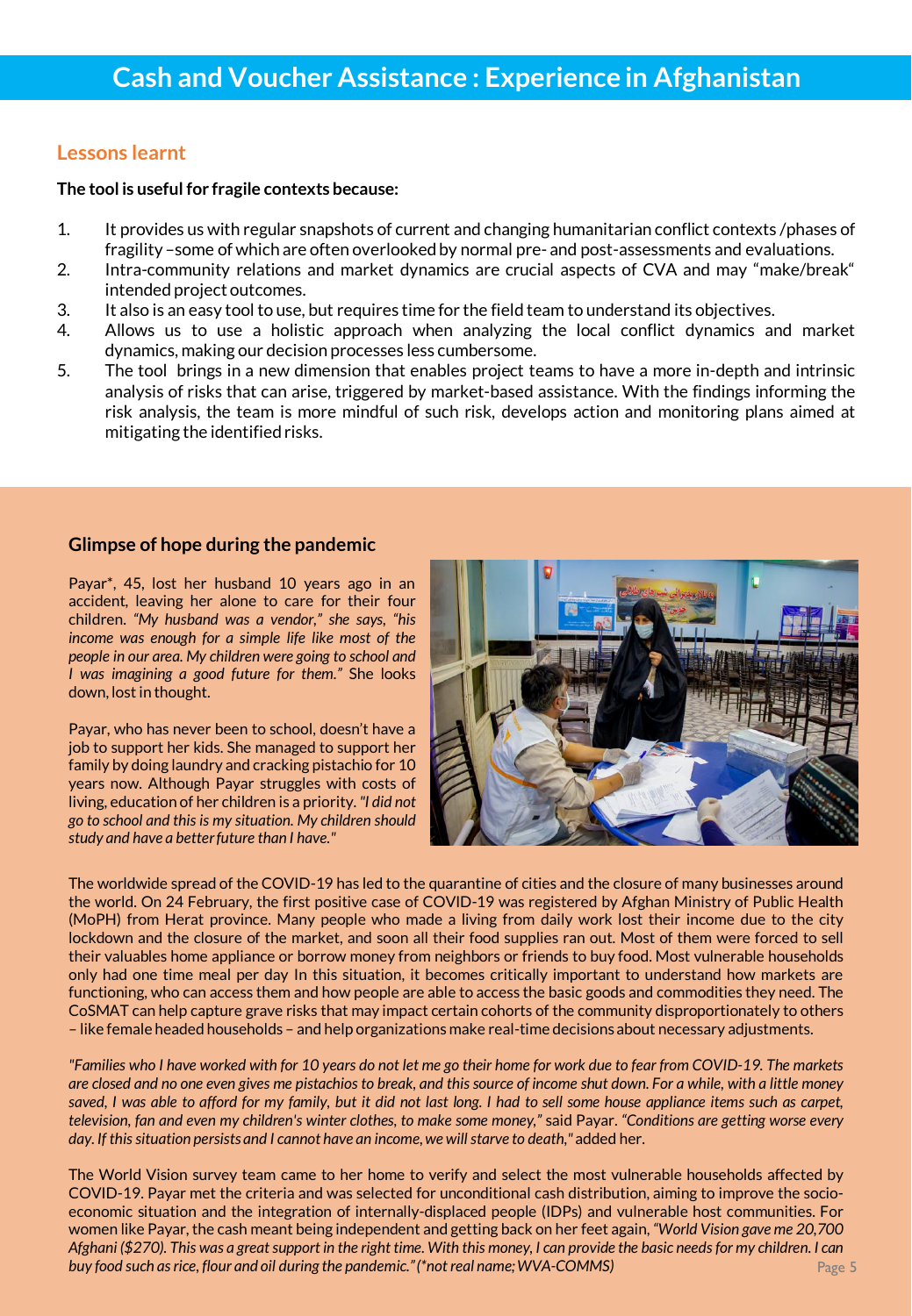# Cash and Voucher Assistance : Experience in Afghanistan

## Lessons learnt

**The tool is useful for fragile contexts because:**

1. It provides us with regular snapshots of current and changing humanitarian conflict contexts /phases of fragility –some of which are often overlooked by normal pre- and post-assessments and evaluations.
2. Intra-community relations and market dynamics are crucial aspects of CVA and may "make/break" intended project outcomes.
3. It also is an easy tool to use, but requires time for the field team to understand its objectives.
4. Allows us to use a holistic approach when analyzing the local conflict dynamics and market dynamics, making our decision processes less cumbersome.
5. The tool brings in a new dimension that enables project teams to have a more in-depth and intrinsic analysis of risks that can arise, triggered by market-based assistance. With the findings informing the risk analysis, the team is more mindful of such risk, develops action and monitoring plans aimed at mitigating the identified risks.

### Glimpse of hope during the pandemic

Payar*, 45, lost her husband 10 years ago in an accident, leaving her alone to care for their four children. *"My husband was a vendor,"* she says, *"his income was enough for a simple life like most of the people in our area. My children were going to school and I was imagining a good future for them."* She looks down, lost in thought.

Payar, who has never been to school, doesn't have a job to support her kids. She managed to support her family by doing laundry and cracking pistachio for 10 years now. Although Payar struggles with costs of living, education of her children is a priority. *"I did not go to school and this is my situation. My children should study and have a better future than I have."*

The worldwide spread of the COVID-19 has led to the quarantine of cities and the closure of many businesses around the world. On 24 February, the first positive case of COVID-19 was registered by Afghan Ministry of Public Health (MoPH) from Herat province. Many people who made a living from daily work lost their income due to the city lockdown and the closure of the market, and soon all their food supplies ran out. Most of them were forced to sell their valuables home appliance or borrow money from neighbors or friends to buy food. Most vulnerable households only had one time meal per day In this situation, it becomes critically important to understand how markets are functioning, who can access them and how people are able to access the basic goods and commodities they need. The CoSMAT can help capture grave risks that may impact certain cohorts of the community disproportionately to others – like female headed households – and help organizations make real-time decisions about necessary adjustments.

*"Families who I have worked with for 10 years do not let me go their home for work due to fear from COVID-19. The markets are closed and no one even gives me pistachios to break, and this source of income shut down. For a while, with a little money saved, I was able to afford for my family, but it did not last long. I had to sell some house appliance items such as carpet, television, fan and even my children's winter clothes, to make some money,"* said Payar. *"Conditions are getting worse every day. If this situation persists and I cannot have an income, we will starve to death,"* added her.

The World Vision survey team came to her home to verify and select the most vulnerable households affected by COVID-19. Payar met the criteria and was selected for unconditional cash distribution, aiming to improve the socio-economic situation and the integration of internally-displaced people (IDPs) and vulnerable host communities. For women like Payar, the cash meant being independent and getting back on her feet again, *"World Vision gave me 20,700 Afghani ($270). This was a great support in the right time. With this money, I can provide the basic needs for my children. I can buy food such as rice, flour and oil during the pandemic." (*not real name; WVA-COMMS)*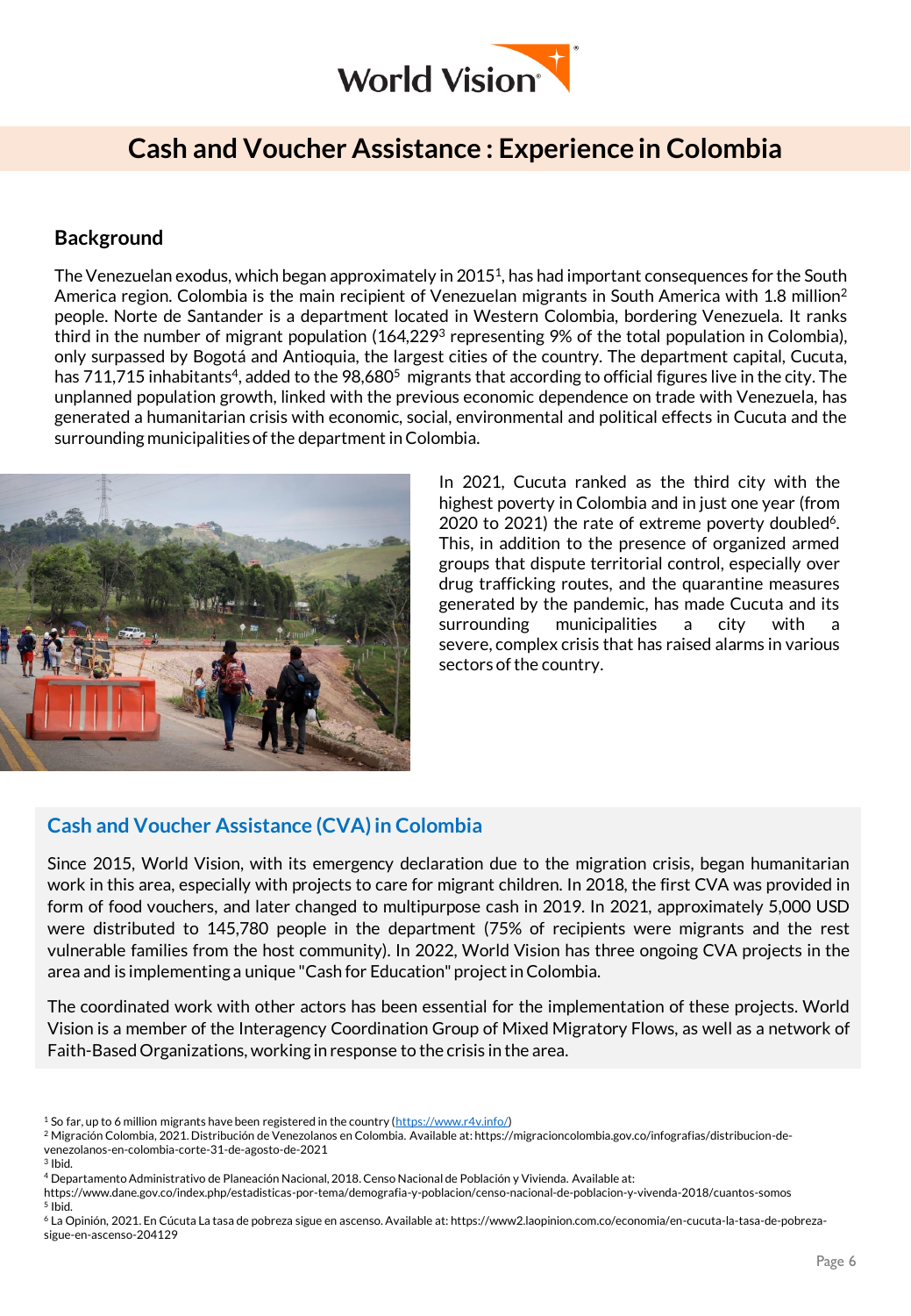# Cash and Voucher Assistance : Experience in Colombia

## Background

The Venezuelan exodus, which began approximately in 2015[1], has had important consequences for the South America region. Colombia is the main recipient of Venezuelan migrants in South America with 1.8 million[2] people. Norte de Santander is a department located in Western Colombia, bordering Venezuela. It ranks third in the number of migrant population (164,229[3] representing 9% of the total population in Colombia), only surpassed by Bogotá and Antioquia, the largest cities of the country. The department capital, Cucuta, has 711,715 inhabitants[4], added to the 98,680[5] migrants that according to official figures live in the city. The unplanned population growth, linked with the previous economic dependence on trade with Venezuela, has generated a humanitarian crisis with economic, social, environmental and political effects in Cucuta and the surrounding municipalities of the department in Colombia.

In 2021, Cucuta ranked as the third city with the highest poverty in Colombia and in just one year (from 2020 to 2021) the rate of extreme poverty doubled[6]. This, in addition to the presence of organized armed groups that dispute territorial control, especially over drug trafficking routes, and the quarantine measures generated by the pandemic, has made Cucuta and its surrounding municipalities a city with a severe, complex crisis that has raised alarms in various sectors of the country.

## Cash and Voucher Assistance (CVA) in Colombia

Since 2015, World Vision, with its emergency declaration due to the migration crisis, began humanitarian work in this area, especially with projects to care for migrant children. In 2018, the first CVA was provided in form of food vouchers, and later changed to multipurpose cash in 2019. In 2021, approximately 5,000 USD were distributed to 145,780 people in the department (75% of recipients were migrants and the rest vulnerable families from the host community). In 2022, World Vision has three ongoing CVA projects in the area and is implementing a unique "Cash for Education" project in Colombia.

The coordinated work with other actors has been essential for the implementation of these projects. World Vision is a member of the Interagency Coordination Group of Mixed Migratory Flows, as well as a network of Faith-Based Organizations, working in response to the crisis in the area.

---

[1] So far, up to 6 million migrants have been registered in the country (https://www.r4v.info/)

[2] Migración Colombia, 2021. Distribución de Venezolanos en Colombia. Available at: https://migracioncolombia.gov.co/infografias/distribucion-de-venezolanos-en-colombia-corte-31-de-agosto-de-2021

[3] Ibid.

[4] Departamento Administrativo de Planeación Nacional, 2018. Censo Nacional de Población y Vivienda. Available at: https://www.dane.gov.co/index.php/estadisticas-por-tema/demografia-y-poblacion/censo-nacional-de-poblacion-y-vivenda-2018/cuantos-somos

[5] Ibid.

[6] La Opinión, 2021. En Cúcuta La tasa de pobreza sigue en ascenso. Available at: https://www2.laopinion.com.co/economia/en-cucuta-la-tasa-de-pobreza-sigue-en-ascenso-204129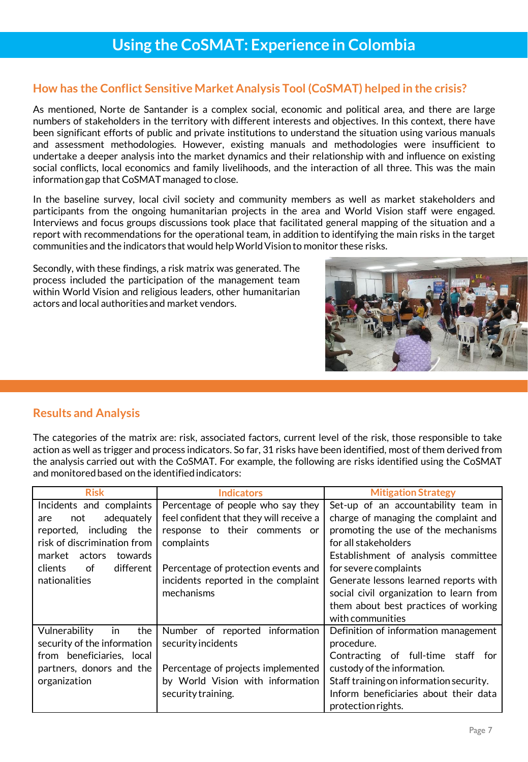# Using the CoSMAT: Experience in Colombia

## How has the Conflict Sensitive Market Analysis Tool (CoSMAT) helped in the crisis?

As mentioned, Norte de Santander is a complex social, economic and political area, and there are large numbers of stakeholders in the territory with different interests and objectives. In this context, there have been significant efforts of public and private institutions to understand the situation using various manuals and assessment methodologies. However, existing manuals and methodologies were insufficient to undertake a deeper analysis into the market dynamics and their relationship with and influence on existing social conflicts, local economics and family livelihoods, and the interaction of all three. This was the main information gap that CoSMAT managed to close.

In the baseline survey, local civil society and community members as well as market stakeholders and participants from the ongoing humanitarian projects in the area and World Vision staff were engaged. Interviews and focus groups discussions took place that facilitated general mapping of the situation and a report with recommendations for the operational team, in addition to identifying the main risks in the target communities and the indicators that would help World Vision to monitor these risks.

Secondly, with these findings, a risk matrix was generated. The process included the participation of the management team within World Vision and religious leaders, other humanitarian actors and local authorities and market vendors.

## Results and Analysis

The categories of the matrix are: risk, associated factors, current level of the risk, those responsible to take action as well as trigger and process indicators. So far, 31 risks have been identified, most of them derived from the analysis carried out with the CoSMAT. For example, the following are risks identified using the CoSMAT and monitored based on the identified indicators:

| Risk | Indicators | Mitigation Strategy |
|---|---|---|
| Incidents and complaints are not adequately reported, including the risk of discrimination from market actors towards clients of different nationalities | Percentage of people who say they feel confident that they will receive a response to their comments or complaints<br><br>Percentage of protection events and incidents reported in the complaint mechanisms | Set-up of an accountability team in charge of managing the complaint and promoting the use of the mechanisms for all stakeholders<br>Establishment of analysis committee for severe complaints<br>Generate lessons learned reports with social civil organization to learn from them about best practices of working with communities |
| Vulnerability in the security of the information from beneficiaries, local partners, donors and the organization | Number of reported information security incidents<br><br>Percentage of projects implemented by World Vision with information security training. | Definition of information management procedure.<br>Contracting of full-time staff for custody of the information.<br>Staff training on information security.<br>Inform beneficiaries about their data protection rights. |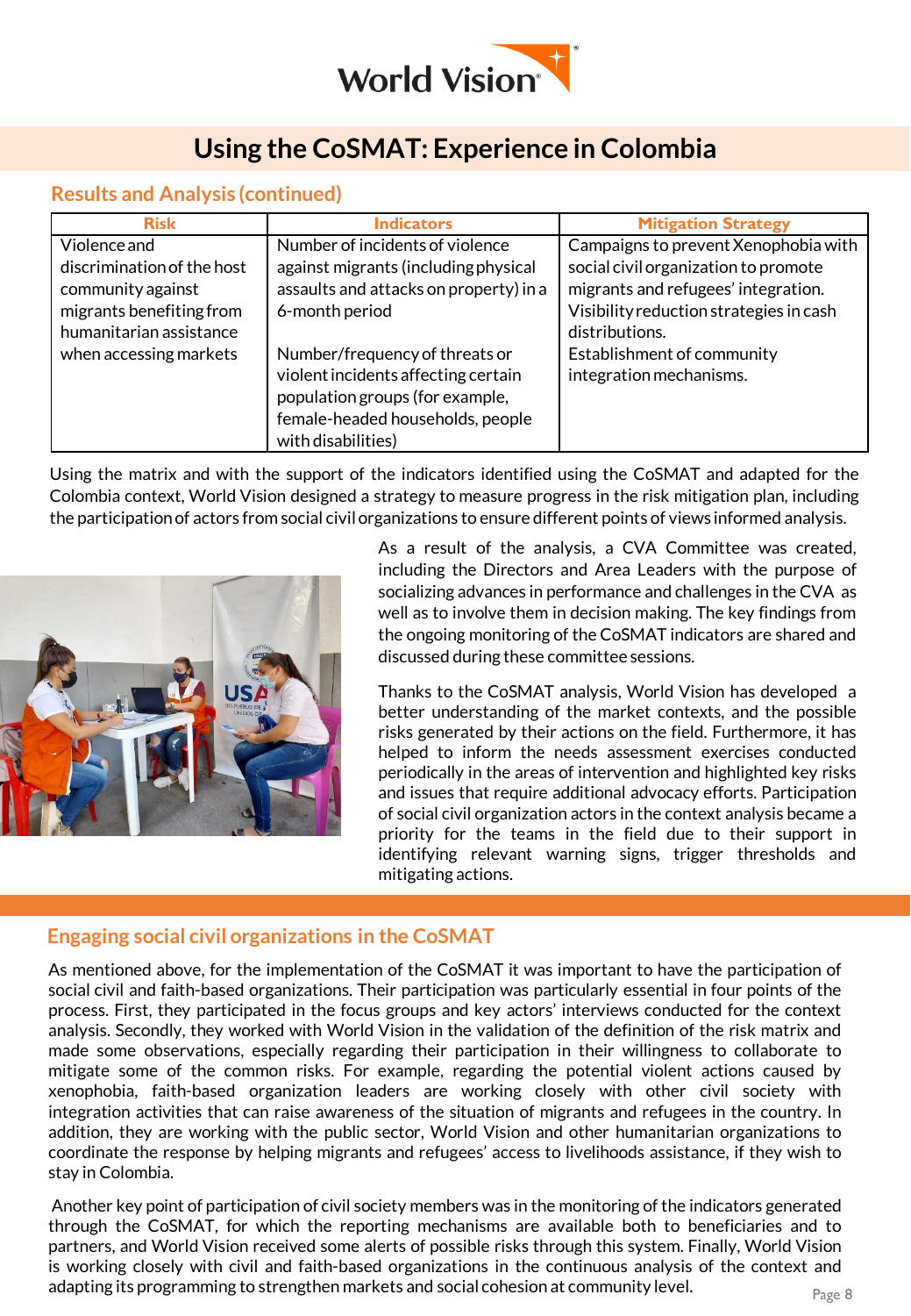## Using the CoSMAT: Experience in Colombia

### Results and Analysis (continued)

| Risk | Indicators | Mitigation Strategy |
| --- | --- | --- |
| Violence and discrimination of the host community against migrants benefiting from humanitarian assistance when accessing markets | Number of incidents of violence against migrants (including physical assaults and attacks on property) in a 6-month period<br><br>Number/frequency of threats or violent incidents affecting certain population groups (for example, female-headed households, people with disabilities) | Campaigns to prevent Xenophobia with social civil organization to promote migrants and refugees' integration.<br>Visibility reduction strategies in cash distributions.<br>Establishment of community integration mechanisms. |

Using the matrix and with the support of the indicators identified using the CoSMAT and adapted for the Colombia context, World Vision designed a strategy to measure progress in the risk mitigation plan, including the participation of actors from social civil organizations to ensure different points of views informed analysis.

As a result of the analysis, a CVA Committee was created, including the Directors and Area Leaders with the purpose of socializing advances in performance and challenges in the CVA as well as to involve them in decision making. The key findings from the ongoing monitoring of the CoSMAT indicators are shared and discussed during these committee sessions.

Thanks to the CoSMAT analysis, World Vision has developed a better understanding of the market contexts, and the possible risks generated by their actions on the field. Furthermore, it has helped to inform the needs assessment exercises conducted periodically in the areas of intervention and highlighted key risks and issues that require additional advocacy efforts. Participation of social civil organization actors in the context analysis became a priority for the teams in the field due to their support in identifying relevant warning signs, trigger thresholds and mitigating actions.

### Engaging social civil organizations in the CoSMAT

As mentioned above, for the implementation of the CoSMAT it was important to have the participation of social civil and faith-based organizations. Their participation was particularly essential in four points of the process. First, they participated in the focus groups and key actors' interviews conducted for the context analysis. Secondly, they worked with World Vision in the validation of the definition of the risk matrix and made some observations, especially regarding their participation in their willingness to collaborate to mitigate some of the common risks. For example, regarding the potential violent actions caused by xenophobia, faith-based organization leaders are working closely with other civil society with integration activities that can raise awareness of the situation of migrants and refugees in the country. In addition, they are working with the public sector, World Vision and other humanitarian organizations to coordinate the response by helping migrants and refugees' access to livelihoods assistance, if they wish to stay in Colombia.

Another key point of participation of civil society members was in the monitoring of the indicators generated through the CoSMAT, for which the reporting mechanisms are available both to beneficiaries and to partners, and World Vision received some alerts of possible risks through this system. Finally, World Vision is working closely with civil and faith-based organizations in the continuous analysis of the context and adapting its programming to strengthen markets and social cohesion at community level.